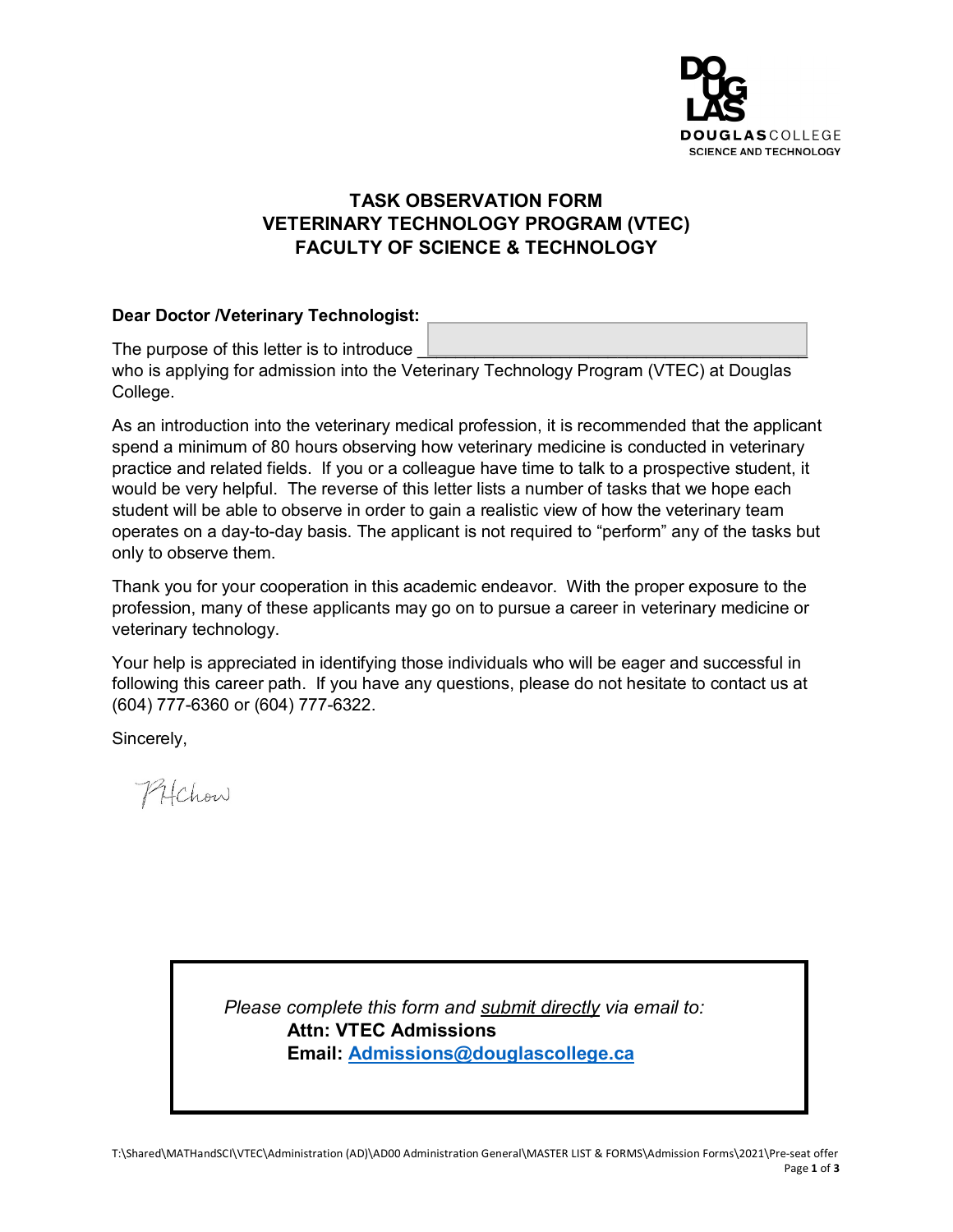DOUGLAS COLLEGE
SCIENCE AND TECHNOLOGY

# TASK OBSERVATION FORM
## VETERINARY TECHNOLOGY PROGRAM (VTEC)
## FACULTY OF SCIENCE & TECHNOLOGY

**Dear Doctor /Veterinary Technologist:** ______________________________

The purpose of this letter is to introduce ______________________________ who is applying for admission into the Veterinary Technology Program (VTEC) at Douglas College.

As an introduction into the veterinary medical profession, it is recommended that the applicant spend a minimum of 80 hours observing how veterinary medicine is conducted in veterinary practice and related fields. If you or a colleague have time to talk to a prospective student, it would be very helpful. The reverse of this letter lists a number of tasks that we hope each student will be able to observe in order to gain a realistic view of how the veterinary team operates on a day-to-day basis. The applicant is not required to "perform" any of the tasks but only to observe them.

Thank you for your cooperation in this academic endeavor. With the proper exposure to the profession, many of these applicants may go on to pursue a career in veterinary medicine or veterinary technology.

Your help is appreciated in identifying those individuals who will be eager and successful in following this career path. If you have any questions, please do not hesitate to contact us at (604) 777-6360 or (604) 777-6322.

Sincerely,

PHChow

*Please complete this form and submit directly via email to:*
**Attn: VTEC Admissions**
**Email: Admissions@douglascollege.ca**

T:\Shared\MATHandSCI\VTEC\Administration (AD)\AD00 Administration General\MASTER LIST & FORMS\Admission Forms\2021\Pre-seat offer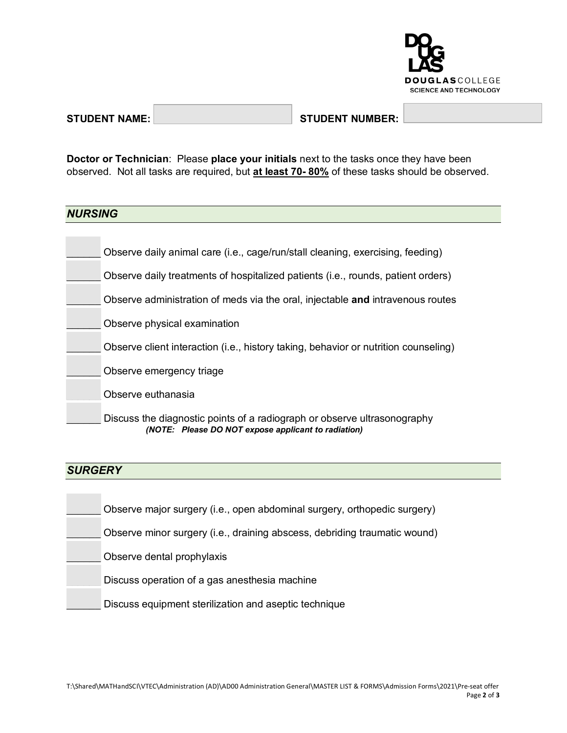DOUGLAS COLLEGE
SCIENCE AND TECHNOLOGY

**STUDENT NAME:** ______ **STUDENT NUMBER:** ______

**Doctor or Technician**: Please **place your initials** next to the tasks once they have been observed. Not all tasks are required, but **at least 70- 80%** of these tasks should be observed.

## *NURSING*

______ Observe daily animal care (i.e., cage/run/stall cleaning, exercising, feeding)

______ Observe daily treatments of hospitalized patients (i.e., rounds, patient orders)

______ Observe administration of meds via the oral, injectable **and** intravenous routes

______ Observe physical examination

______ Observe client interaction (i.e., history taking, behavior or nutrition counseling)

______ Observe emergency triage

______ Observe euthanasia

______ Discuss the diagnostic points of a radiograph or observe ultrasonography
***(NOTE: Please DO NOT expose applicant to radiation)***

## *SURGERY*

______ Observe major surgery (i.e., open abdominal surgery, orthopedic surgery)

______ Observe minor surgery (i.e., draining abscess, debriding traumatic wound)

______ Observe dental prophylaxis

______ Discuss operation of a gas anesthesia machine

______ Discuss equipment sterilization and aseptic technique

T:\Shared\MATHandSCI\VTEC\Administration (AD)\AD00 Administration General\MASTER LIST & FORMS\Admission Forms\2021\Pre-seat offer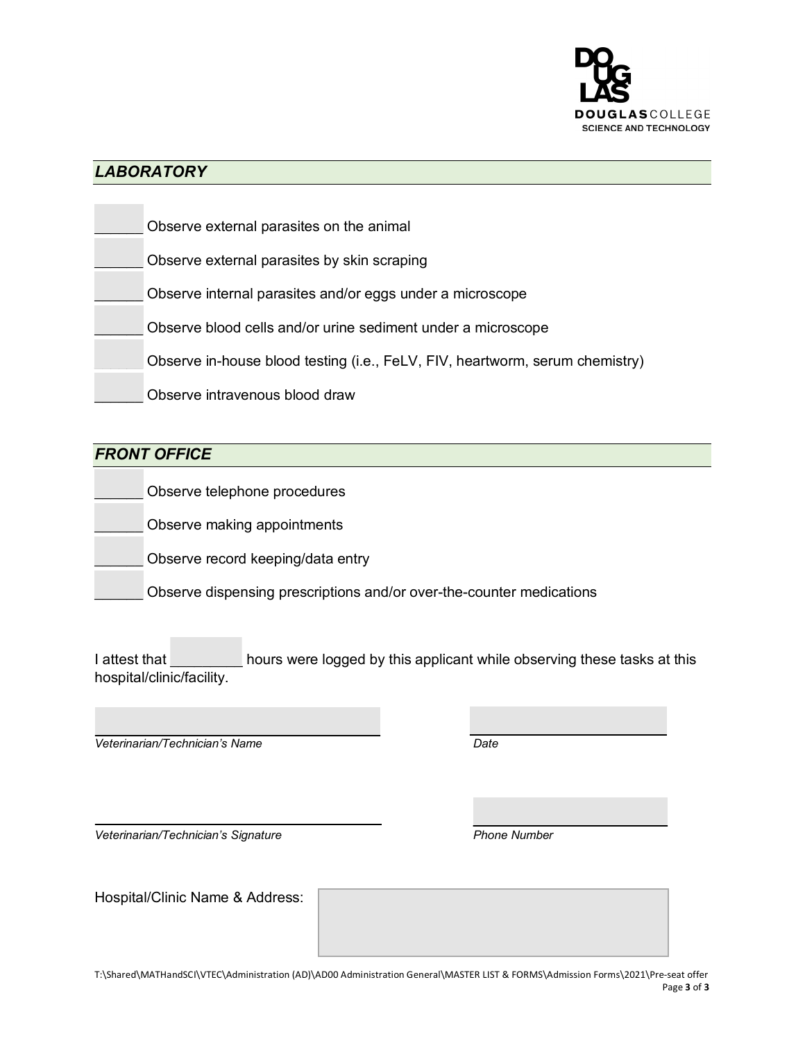DOUGLAS COLLEGE
SCIENCE AND TECHNOLOGY

## *LABORATORY*

______ Observe external parasites on the animal

______ Observe external parasites by skin scraping

______ Observe internal parasites and/or eggs under a microscope

______ Observe blood cells and/or urine sediment under a microscope

______ Observe in-house blood testing (i.e., FeLV, FIV, heartworm, serum chemistry)

______ Observe intravenous blood draw

## *FRONT OFFICE*

______ Observe telephone procedures

______ Observe making appointments

______ Observe record keeping/data entry

______ Observe dispensing prescriptions and/or over-the-counter medications

I attest that _________ hours were logged by this applicant while observing these tasks at this hospital/clinic/facility.

______________________________ ______________________
*Veterinarian/Technician's Name* *Date*

______________________________ ______________________
*Veterinarian/Technician's Signature* *Phone Number*

Hospital/Clinic Name & Address:

T:\Shared\MATHandSCI\VTEC\Administration (AD)\AD00 Administration General\MASTER LIST & FORMS\Admission Forms\2021\Pre-seat offer